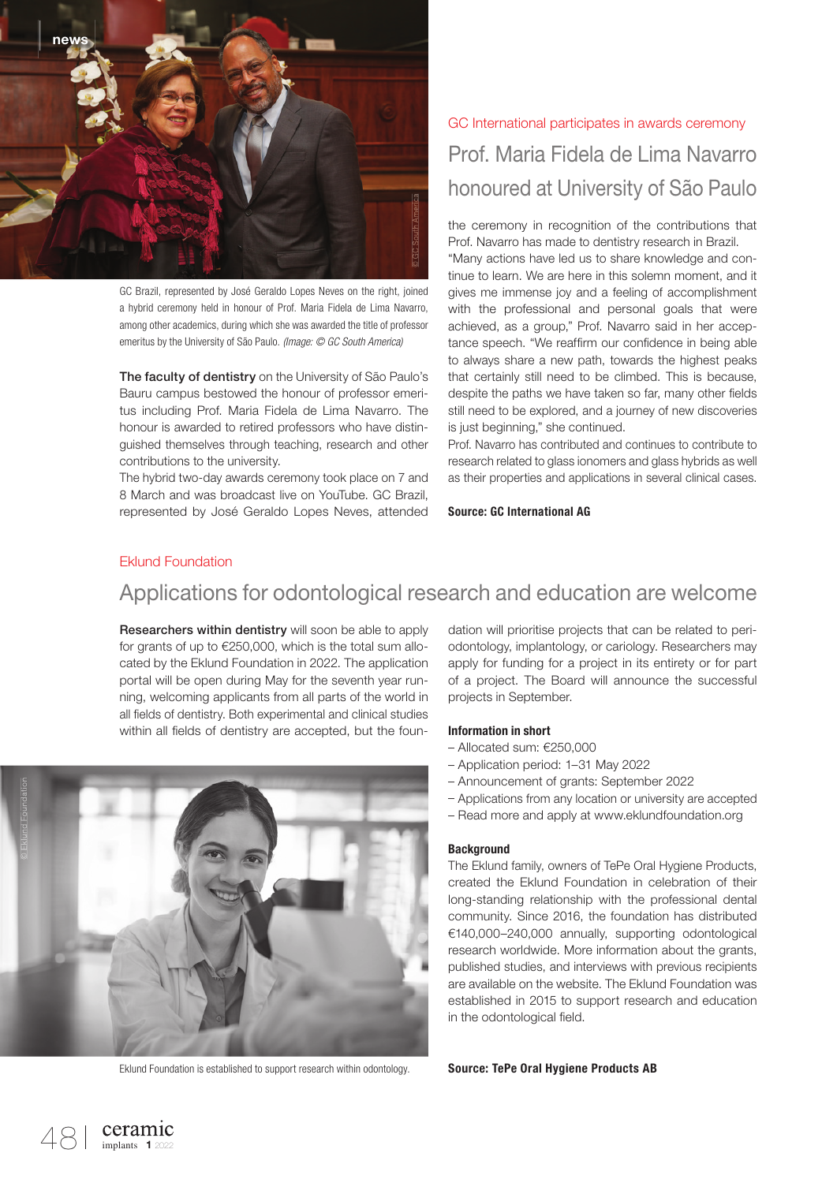GC Brazil, represented by José Geraldo Lopes Neves on the right, joined a hybrid ceremony held in honour of Prof. Maria Fidela de Lima Navarro, among other academics, during which she was awarded the title of professor emeritus by the University of São Paulo. *(Image: © GC South America)*

GC International participates in awards ceremony

## Prof. Maria Fidela de Lima Navarro honoured at University of São Paulo

**The faculty of dentistry** on the University of São Paulo's Bauru campus bestowed the honour of professor emeritus including Prof. Maria Fidela de Lima Navarro. The honour is awarded to retired professors who have distinguished themselves through teaching, research and other contributions to the university.

The hybrid two-day awards ceremony took place on 7 and 8 March and was broadcast live on YouTube. GC Brazil, represented by José Geraldo Lopes Neves, attended the ceremony in recognition of the contributions that Prof. Navarro has made to dentistry research in Brazil.

"Many actions have led us to share knowledge and continue to learn. We are here in this solemn moment, and it gives me immense joy and a feeling of accomplishment with the professional and personal goals that were achieved, as a group," Prof. Navarro said in her acceptance speech. "We reaffirm our confidence in being able to always share a new path, towards the highest peaks that certainly still need to be climbed. This is because, despite the paths we have taken so far, many other fields still need to be explored, and a journey of new discoveries is just beginning," she continued.

Prof. Navarro has contributed and continues to contribute to research related to glass ionomers and glass hybrids as well as their properties and applications in several clinical cases.

**Source: GC International AG**

Eklund Foundation

## Applications for odontological research and education are welcome

**Researchers within dentistry** will soon be able to apply for grants of up to €250,000, which is the total sum allocated by the Eklund Foundation in 2022. The application portal will be open during May for the seventh year running, welcoming applicants from all parts of the world in all fields of dentistry. Both experimental and clinical studies within all fields of dentistry are accepted, but the foundation will prioritise projects that can be related to periodontology, implantology, or cariology. Researchers may apply for funding for a project in its entirety or for part of a project. The Board will announce the successful projects in September.

Eklund Foundation is established to support research within odontology.

### Information in short

– Allocated sum: €250,000
– Application period: 1–31 May 2022
– Announcement of grants: September 2022
– Applications from any location or university are accepted
– Read more and apply at www.eklundfoundation.org

### Background

The Eklund family, owners of TePe Oral Hygiene Products, created the Eklund Foundation in celebration of their long-standing relationship with the professional dental community. Since 2016, the foundation has distributed €140,000–240,000 annually, supporting odontological research worldwide. More information about the grants, published studies, and interviews with previous recipients are available on the website. The Eklund Foundation was established in 2015 to support research and education in the odontological field.

**Source: TePe Oral Hygiene Products AB**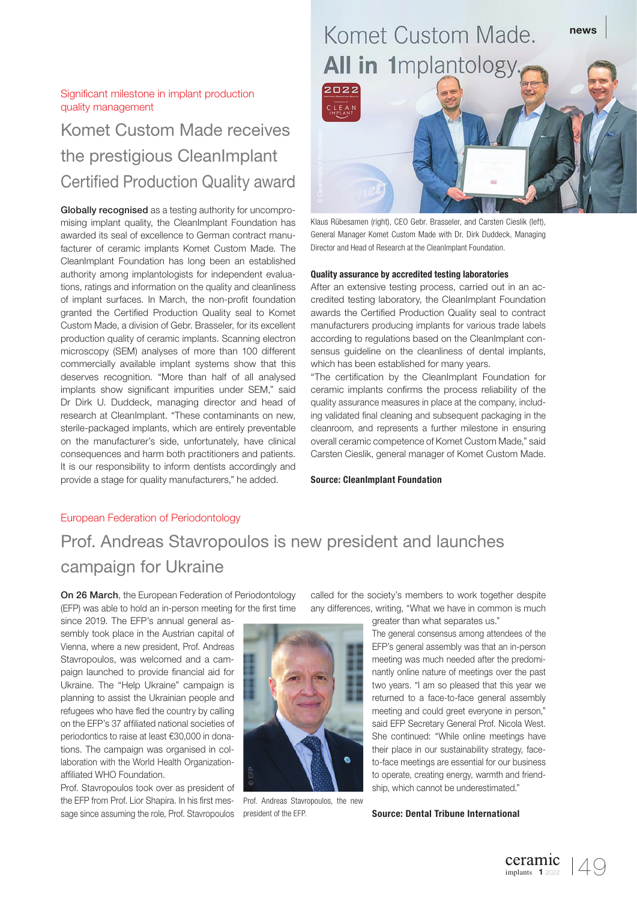Significant milestone in implant production quality management

## Komet Custom Made receives the prestigious CleanImplant Certified Production Quality award

**Globally recognised** as a testing authority for uncompromising implant quality, the CleanImplant Foundation has awarded its seal of excellence to German contract manufacturer of ceramic implants Komet Custom Made. The CleanImplant Foundation has long been an established authority among implantologists for independent evaluations, ratings and information on the quality and cleanliness of implant surfaces. In March, the non-profit foundation granted the Certified Production Quality seal to Komet Custom Made, a division of Gebr. Brasseler, for its excellent production quality of ceramic implants. Scanning electron microscopy (SEM) analyses of more than 100 different commercially available implant systems show that this deserves recognition. "More than half of all analysed implants show significant impurities under SEM," said Dr Dirk U. Duddeck, managing director and head of research at CleanImplant. "These contaminants on new, sterile-packaged implants, which are entirely preventable on the manufacturer's side, unfortunately, have clinical consequences and harm both practitioners and patients. It is our responsibility to inform dentists accordingly and provide a stage for quality manufacturers," he added.

Klaus Rübesamen (right), CEO Gebr. Brasseler, and Carsten Cieslik (left), General Manager Komet Custom Made with Dr. Dirk Duddeck, Managing Director and Head of Research at the CleanImplant Foundation.

**Quality assurance by accredited testing laboratories**

After an extensive testing process, carried out in an accredited testing laboratory, the CleanImplant Foundation awards the Certified Production Quality seal to contract manufacturers producing implants for various trade labels according to regulations based on the CleanImplant consensus guideline on the cleanliness of dental implants, which has been established for many years.

"The certification by the CleanImplant Foundation for ceramic implants confirms the process reliability of the quality assurance measures in place at the company, including validated final cleaning and subsequent packaging in the cleanroom, and represents a further milestone in ensuring overall ceramic competence of Komet Custom Made," said Carsten Cieslik, general manager of Komet Custom Made.

**Source: CleanImplant Foundation**

European Federation of Periodontology

## Prof. Andreas Stavropoulos is new president and launches campaign for Ukraine

**On 26 March**, the European Federation of Periodontology (EFP) was able to hold an in-person meeting for the first time since 2019. The EFP's annual general assembly took place in the Austrian capital of Vienna, where a new president, Prof. Andreas Stavropoulos, was welcomed and a campaign launched to provide financial aid for Ukraine. The "Help Ukraine" campaign is planning to assist the Ukrainian people and refugees who have fled the country by calling on the EFP's 37 affiliated national societies of periodontics to raise at least €30,000 in donations. The campaign was organised in collaboration with the World Health Organization-affiliated WHO Foundation.

Prof. Stavropoulos took over as president of the EFP from Prof. Lior Shapira. In his first message since assuming the role, Prof. Stavropoulos called for the society's members to work together despite any differences, writing, "What we have in common is much greater than what separates us."

Prof. Andreas Stavropoulos, the new president of the EFP.

The general consensus among attendees of the EFP's general assembly was that an in-person meeting was much needed after the predominantly online nature of meetings over the past two years. "I am so pleased that this year we returned to a face-to-face general assembly meeting and could greet everyone in person," said EFP Secretary General Prof. Nicola West. She continued: "While online meetings have their place in our sustainability strategy, face-to-face meetings are essential for our business to operate, creating energy, warmth and friendship, which cannot be underestimated."

**Source: Dental Tribune International**